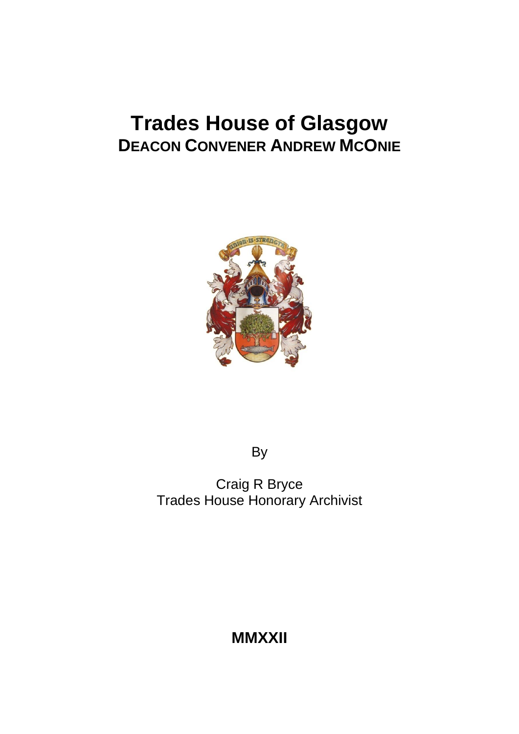# Trades House of Glasgow
## Deacon Convener Andrew McOnie

By

Craig R Bryce
Trades House Honorary Archivist

**MMXXII**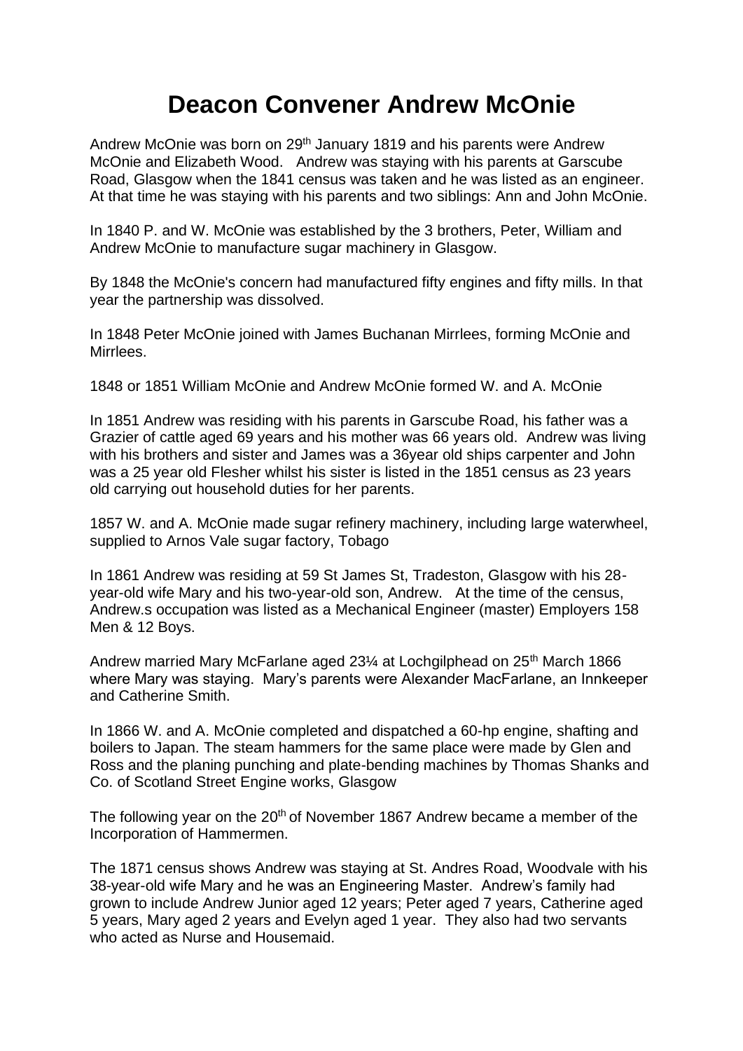# Deacon Convener Andrew McOnie

Andrew McOnie was born on 29th January 1819 and his parents were Andrew McOnie and Elizabeth Wood. Andrew was staying with his parents at Garscube Road, Glasgow when the 1841 census was taken and he was listed as an engineer. At that time he was staying with his parents and two siblings: Ann and John McOnie.

In 1840 P. and W. McOnie was established by the 3 brothers, Peter, William and Andrew McOnie to manufacture sugar machinery in Glasgow.

By 1848 the McOnie's concern had manufactured fifty engines and fifty mills. In that year the partnership was dissolved.

In 1848 Peter McOnie joined with James Buchanan Mirrlees, forming McOnie and Mirrlees.

1848 or 1851 William McOnie and Andrew McOnie formed W. and A. McOnie

In 1851 Andrew was residing with his parents in Garscube Road, his father was a Grazier of cattle aged 69 years and his mother was 66 years old. Andrew was living with his brothers and sister and James was a 36year old ships carpenter and John was a 25 year old Flesher whilst his sister is listed in the 1851 census as 23 years old carrying out household duties for her parents.

1857 W. and A. McOnie made sugar refinery machinery, including large waterwheel, supplied to Arnos Vale sugar factory, Tobago

In 1861 Andrew was residing at 59 St James St, Tradeston, Glasgow with his 28-year-old wife Mary and his two-year-old son, Andrew. At the time of the census, Andrew.s occupation was listed as a Mechanical Engineer (master) Employers 158 Men & 12 Boys.

Andrew married Mary McFarlane aged 23¼ at Lochgilphead on 25th March 1866 where Mary was staying. Mary's parents were Alexander MacFarlane, an Innkeeper and Catherine Smith.

In 1866 W. and A. McOnie completed and dispatched a 60-hp engine, shafting and boilers to Japan. The steam hammers for the same place were made by Glen and Ross and the planing punching and plate-bending machines by Thomas Shanks and Co. of Scotland Street Engine works, Glasgow

The following year on the 20th of November 1867 Andrew became a member of the Incorporation of Hammermen.

The 1871 census shows Andrew was staying at St. Andres Road, Woodvale with his 38-year-old wife Mary and he was an Engineering Master. Andrew's family had grown to include Andrew Junior aged 12 years; Peter aged 7 years, Catherine aged 5 years, Mary aged 2 years and Evelyn aged 1 year. They also had two servants who acted as Nurse and Housemaid.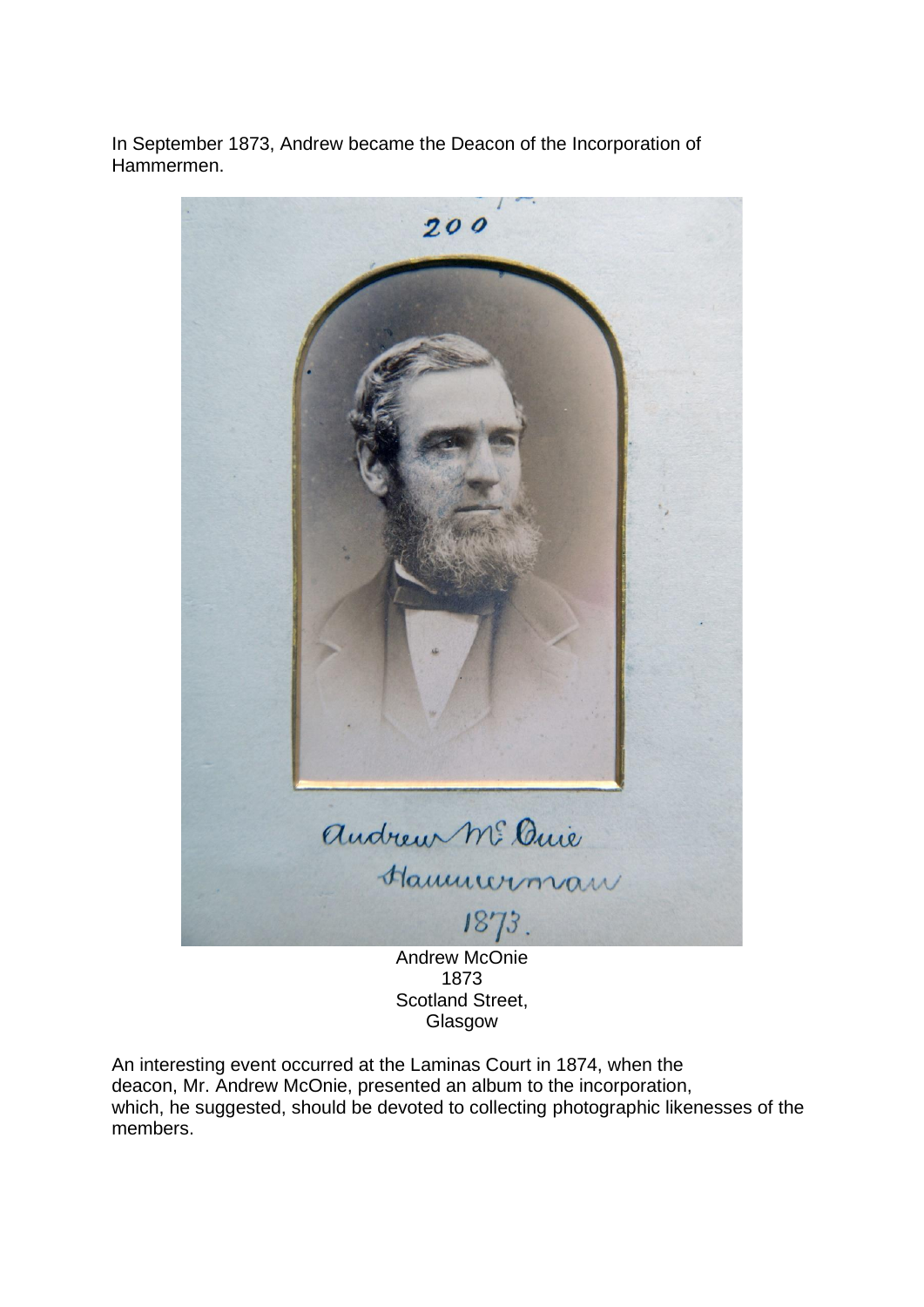In September 1873, Andrew became the Deacon of the Incorporation of Hammermen.

Andrew McOnie
1873
Scotland Street,
Glasgow

An interesting event occurred at the Laminas Court in 1874, when the deacon, Mr. Andrew McOnie, presented an album to the incorporation, which, he suggested, should be devoted to collecting photographic likenesses of the members.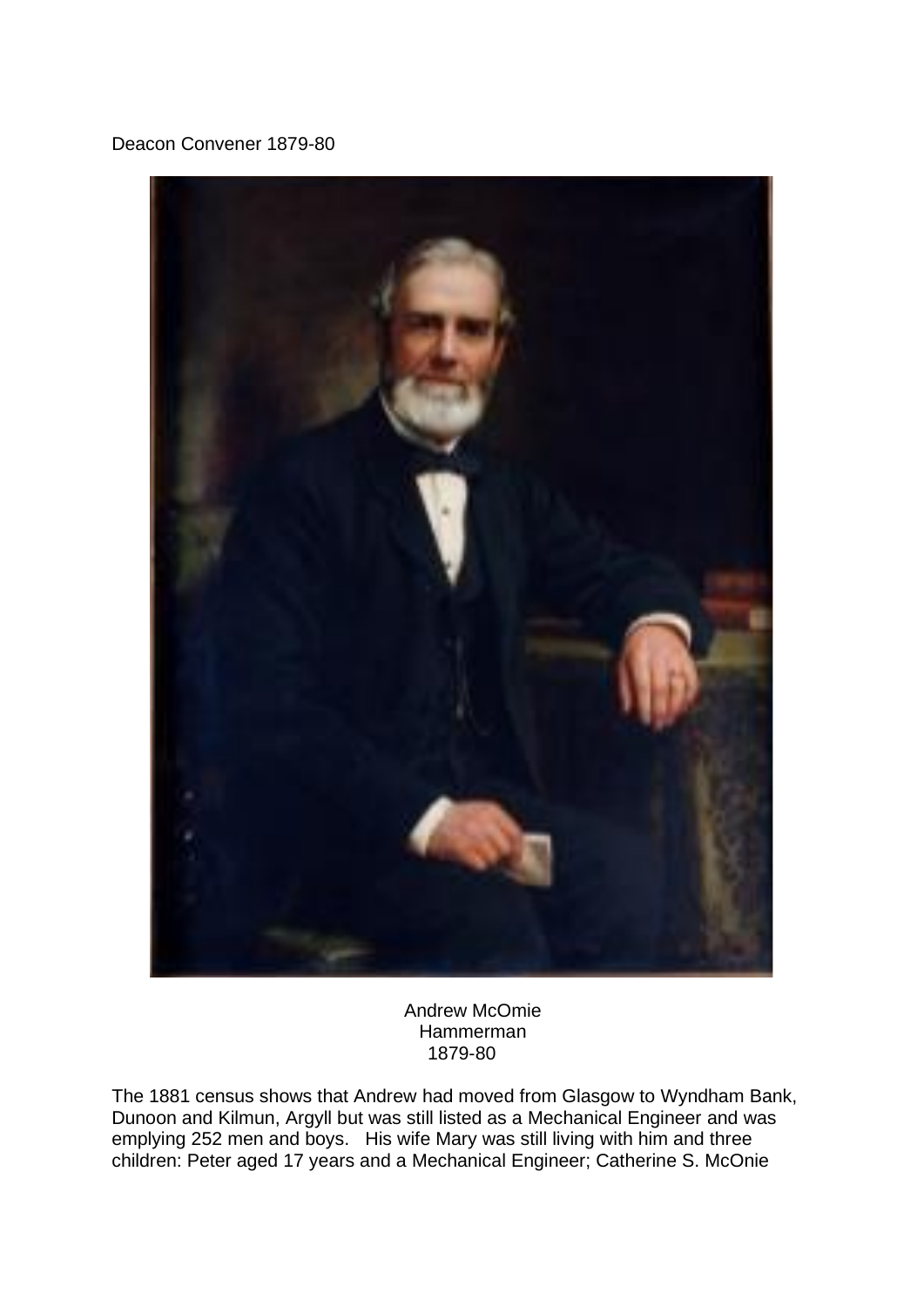Deacon Convener 1879-80

Andrew McOmie
Hammerman
1879-80

The 1881 census shows that Andrew had moved from Glasgow to Wyndham Bank, Dunoon and Kilmun, Argyll but was still listed as a Mechanical Engineer and was emplying 252 men and boys. His wife Mary was still living with him and three children: Peter aged 17 years and a Mechanical Engineer; Catherine S. McOnie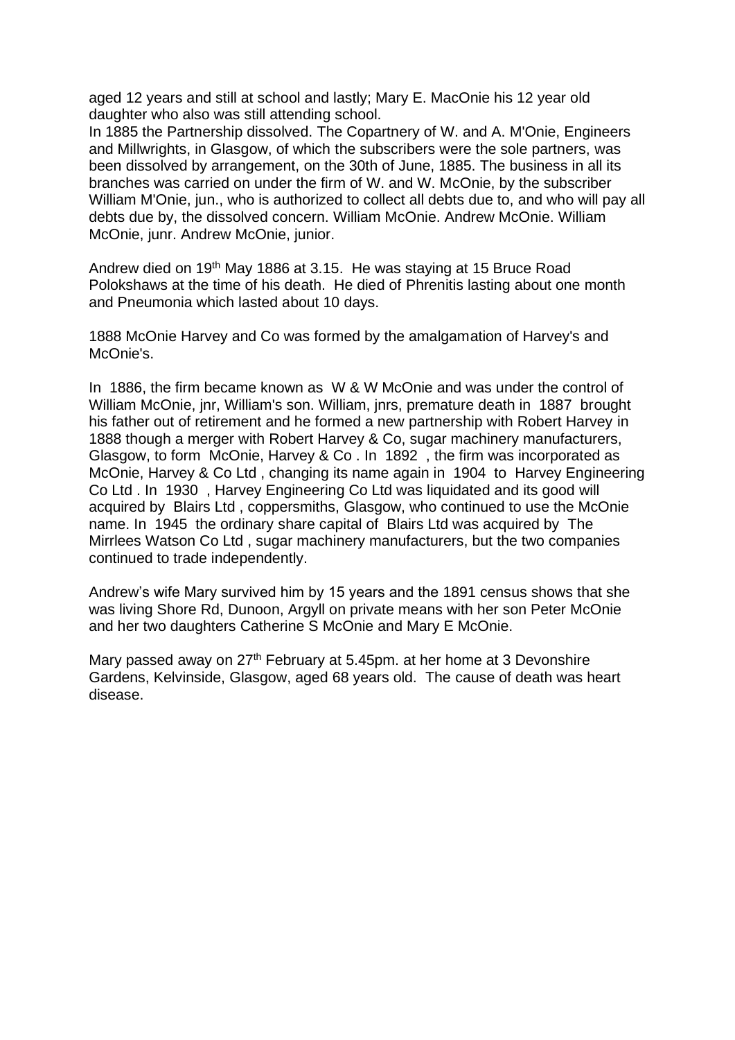aged 12 years and still at school and lastly; Mary E. MacOnie his 12 year old daughter who also was still attending school.
In 1885 the Partnership dissolved. The Copartnery of W. and A. M'Onie, Engineers and Millwrights, in Glasgow, of which the subscribers were the sole partners, was been dissolved by arrangement, on the 30th of June, 1885. The business in all its branches was carried on under the firm of W. and W. McOnie, by the subscriber William M'Onie, jun., who is authorized to collect all debts due to, and who will pay all debts due by, the dissolved concern. William McOnie. Andrew McOnie. William McOnie, junr. Andrew McOnie, junior.

Andrew died on 19th May 1886 at 3.15. He was staying at 15 Bruce Road Polokshaws at the time of his death. He died of Phrenitis lasting about one month and Pneumonia which lasted about 10 days.

1888 McOnie Harvey and Co was formed by the amalgamation of Harvey's and McOnie's.

In 1886, the firm became known as W & W McOnie and was under the control of William McOnie, jnr, William's son. William, jnrs, premature death in 1887 brought his father out of retirement and he formed a new partnership with Robert Harvey in 1888 though a merger with Robert Harvey & Co, sugar machinery manufacturers, Glasgow, to form McOnie, Harvey & Co . In 1892 , the firm was incorporated as McOnie, Harvey & Co Ltd , changing its name again in 1904 to Harvey Engineering Co Ltd . In 1930 , Harvey Engineering Co Ltd was liquidated and its good will acquired by Blairs Ltd , coppersmiths, Glasgow, who continued to use the McOnie name. In 1945 the ordinary share capital of Blairs Ltd was acquired by The Mirrlees Watson Co Ltd , sugar machinery manufacturers, but the two companies continued to trade independently.

Andrew's wife Mary survived him by 15 years and the 1891 census shows that she was living Shore Rd, Dunoon, Argyll on private means with her son Peter McOnie and her two daughters Catherine S McOnie and Mary E McOnie.

Mary passed away on 27th February at 5.45pm. at her home at 3 Devonshire Gardens, Kelvinside, Glasgow, aged 68 years old. The cause of death was heart disease.